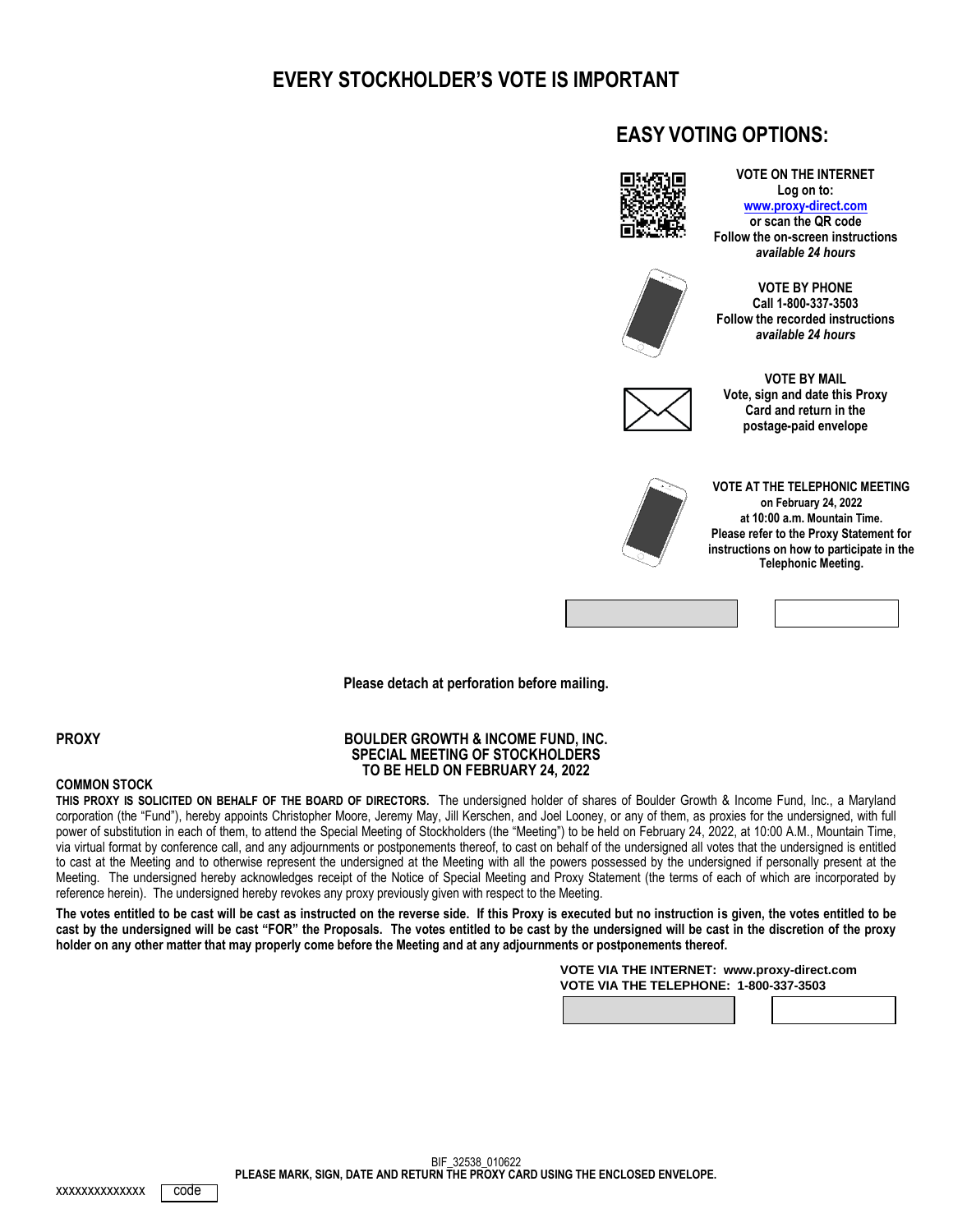# EVERY STOCKHOLDER'S VOTE IS IMPORTANT

## EASY VOTING OPTIONS:

**VOTE ON THE INTERNET**
**Log on to:**
**www.proxy-direct.com**
**or scan the QR code**
**Follow the on-screen instructions**
***available 24 hours***

**VOTE BY PHONE**
**Call 1-800-337-3503**
**Follow the recorded instructions**
***available 24 hours***

**VOTE BY MAIL**
**Vote, sign and date this Proxy Card and return in the postage-paid envelope**

**VOTE AT THE TELEPHONIC MEETING**
**on February 24, 2022**
**at 10:00 a.m. Mountain Time.**
**Please refer to the Proxy Statement for instructions on how to participate in the Telephonic Meeting.**

**Please detach at perforation before mailing.**

**PROXY**

**BOULDER GROWTH & INCOME FUND, INC.**
**SPECIAL MEETING OF STOCKHOLDERS**
**TO BE HELD ON FEBRUARY 24, 2022**

**COMMON STOCK**

**THIS PROXY IS SOLICITED ON BEHALF OF THE BOARD OF DIRECTORS.** The undersigned holder of shares of Boulder Growth & Income Fund, Inc., a Maryland corporation (the "Fund"), hereby appoints Christopher Moore, Jeremy May, Jill Kerschen, and Joel Looney, or any of them, as proxies for the undersigned, with full power of substitution in each of them, to attend the Special Meeting of Stockholders (the "Meeting") to be held on February 24, 2022, at 10:00 A.M., Mountain Time, via virtual format by conference call, and any adjournments or postponements thereof, to cast on behalf of the undersigned all votes that the undersigned is entitled to cast at the Meeting and to otherwise represent the undersigned at the Meeting with all the powers possessed by the undersigned if personally present at the Meeting. The undersigned hereby acknowledges receipt of the Notice of Special Meeting and Proxy Statement (the terms of each of which are incorporated by reference herein). The undersigned hereby revokes any proxy previously given with respect to the Meeting.

**The votes entitled to be cast will be cast as instructed on the reverse side. If this Proxy is executed but no instruction is given, the votes entitled to be cast by the undersigned will be cast "FOR" the Proposals. The votes entitled to be cast by the undersigned will be cast in the discretion of the proxy holder on any other matter that may properly come before the Meeting and at any adjournments or postponements thereof.**

**VOTE VIA THE INTERNET: www.proxy-direct.com**
**VOTE VIA THE TELEPHONE: 1-800-337-3503**

BIF_32538_010622

**PLEASE MARK, SIGN, DATE AND RETURN THE PROXY CARD USING THE ENCLOSED ENVELOPE.**

xxxxxxxxxxxxxx code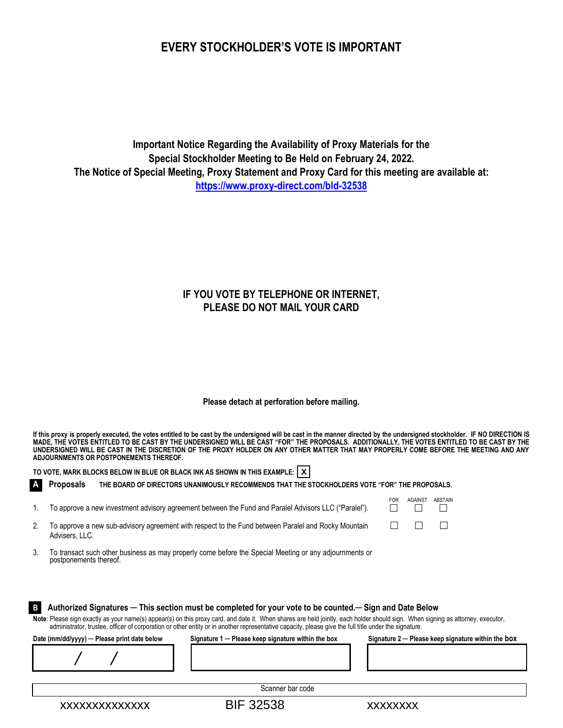# EVERY STOCKHOLDER'S VOTE IS IMPORTANT

**Important Notice Regarding the Availability of Proxy Materials for the Special Stockholder Meeting to Be Held on February 24, 2022.**
**The Notice of Special Meeting, Proxy Statement and Proxy Card for this meeting are available at:**
**https://www.proxy-direct.com/bld-32538**

**IF YOU VOTE BY TELEPHONE OR INTERNET, PLEASE DO NOT MAIL YOUR CARD**

**Please detach at perforation before mailing.**

**If this proxy is properly executed, the votes entitled to be cast by the undersigned will be cast in the manner directed by the undersigned stockholder. IF NO DIRECTION IS MADE, THE VOTES ENTITLED TO BE CAST BY THE UNDERSIGNED WILL BE CAST "FOR" THE PROPOSALS. ADDITIONALLY, THE VOTES ENTITLED TO BE CAST BY THE UNDERSIGNED WILL BE CAST IN THE DISCRETION OF THE PROXY HOLDER ON ANY OTHER MATTER THAT MAY PROPERLY COME BEFORE THE MEETING AND ANY ADJOURNMENTS OR POSTPONEMENTS THEREOF.**

**TO VOTE, MARK BLOCKS BELOW IN BLUE OR BLACK INK AS SHOWN IN THIS EXAMPLE: X**

**A Proposals** THE BOARD OF DIRECTORS UNANIMOUSLY RECOMMENDS THAT THE STOCKHOLDERS VOTE "FOR" THE PROPOSALS.

| | | FOR | AGAINST | ABSTAIN |
|---|---|---|---|---|
| 1. | To approve a new investment advisory agreement between the Fund and Paralel Advisors LLC ("Paralel"). | ☐ | ☐ | ☐ |
| 2. | To approve a new sub-advisory agreement with respect to the Fund between Paralel and Rocky Mountain Advisers, LLC. | ☐ | ☐ | ☐ |
| 3. | To transact such other business as may properly come before the Special Meeting or any adjournments or postponements thereof. | | | |

**B Authorized Signatures — This section must be completed for your vote to be counted.— Sign and Date Below**

**Note**: Please sign exactly as your name(s) appear(s) on this proxy card, and date it. When shares are held jointly, each holder should sign. When signing as attorney, executor, administrator, trustee, officer of corporation or other entity or in another representative capacity, please give the full title under the signature.

| Date (mm/dd/yyyy) — Please print date below | Signature 1 — Please keep signature within the box | Signature 2 — Please keep signature within the box |
|---|---|---|
| / / | | |

Scanner bar code

xxxxxxxxxxxxxx BIF 32538 xxxxxxxx